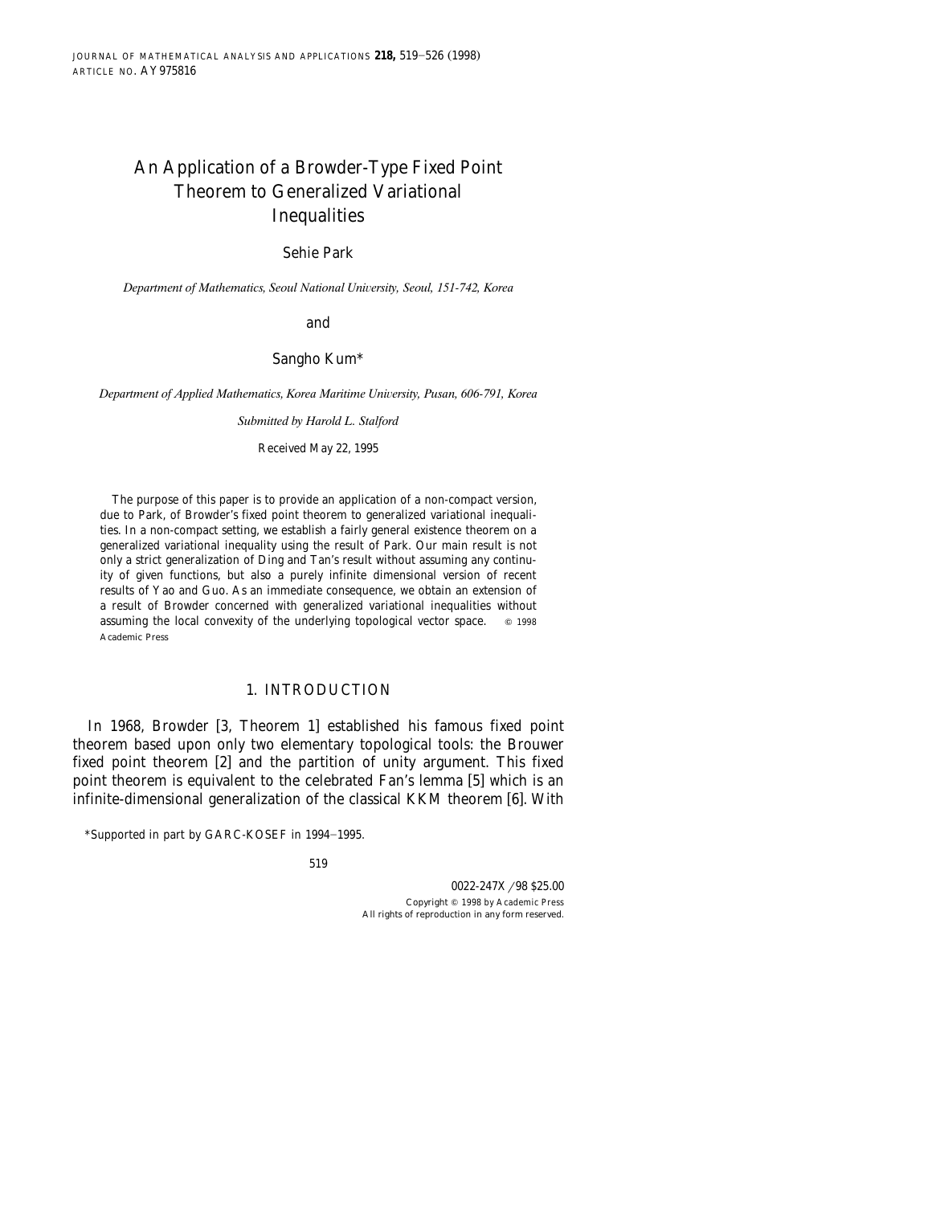# An Application of a Browder-Type Fixed Point Theorem to Generalized Variational Inequalities

Sehie Park

*Department of Mathematics, Seoul National University, Seoul, 151-742, Korea*

and

Sangho Kum*

*Department of Applied Mathematics, Korea Maritime University, Pusan, 606-791, Korea*

*Submitted by Harold L. Stalford*

Received May 22, 1995

The purpose of this paper is to provide an application of a non-compact version, due to Park, of Browder's fixed point theorem to generalized variational inequalities. In a non-compact setting, we establish a fairly general existence theorem on a generalized variational inequality using the result of Park. Our main result is not only a strict generalization of Ding and Tan's result without assuming any continuity of given functions, but also a purely infinite dimensional version of recent results of Yao and Guo. As an immediate consequence, we obtain an extension of a result of Browder concerned with generalized variational inequalities without assuming the local convexity of the underlying topological vector space. © 1998 Academic Press

## 1. INTRODUCTION

In 1968, Browder [3, Theorem 1] established his famous fixed point theorem based upon only two elementary topological tools: the Brouwer fixed point theorem [2] and the partition of unity argument. This fixed point theorem is equivalent to the celebrated Fan's lemma [5] which is an infinite-dimensional generalization of the classical KKM theorem [6]. With

*Supported in part by GARC-KOSEF in 1994–1995.

0022-247X/98 $25.00
Copyright © 1998 by Academic Press
All rights of reproduction in any form reserved.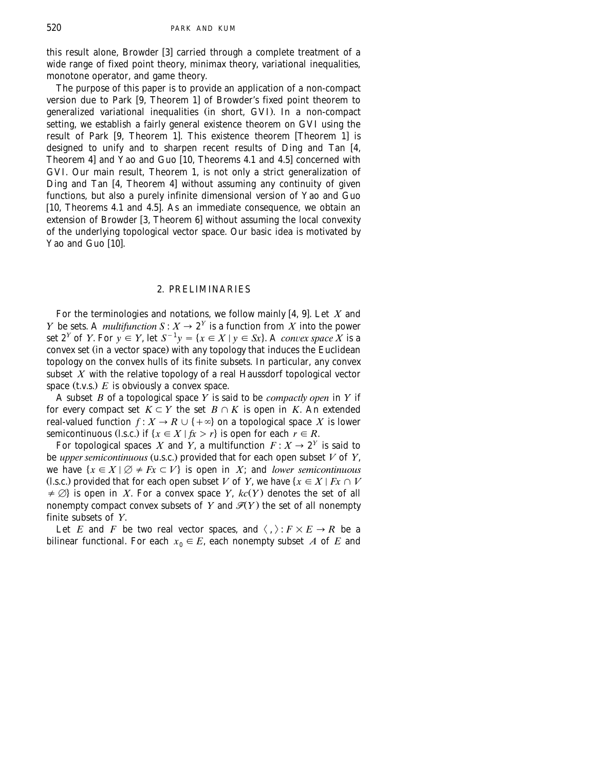this result alone, Browder [3] carried through a complete treatment of a wide range of fixed point theory, minimax theory, variational inequalities, monotone operator, and game theory.

The purpose of this paper is to provide an application of a non-compact version due to Park [9, Theorem 1] of Browder's fixed point theorem to generalized variational inequalities (in short, GVI). In a non-compact setting, we establish a fairly general existence theorem on GVI using the result of Park [9, Theorem 1]. This existence theorem [Theorem 1] is designed to unify and to sharpen recent results of Ding and Tan [4, Theorem 4] and Yao and Guo [10, Theorems 4.1 and 4.5] concerned with GVI. Our main result, Theorem 1, is not only a strict generalization of Ding and Tan [4, Theorem 4] without assuming any continuity of given functions, but also a purely infinite dimensional version of Yao and Guo [10, Theorems 4.1 and 4.5]. As an immediate consequence, we obtain an extension of Browder [3, Theorem 6] without assuming the local convexity of the underlying topological vector space. Our basic idea is motivated by Yao and Guo [10].

## 2. PRELIMINARIES

For the terminologies and notations, we follow mainly [4, 9]. Let $X$ and $Y$ be sets. A *multifunction* $S: X \to 2^Y$ is a function from $X$ into the power set $2^Y$ of $Y$. For $y \in Y$, let $S^{-1}y = \{x \in X \mid y \in Sx\}$. A *convex space* $X$ is a convex set (in a vector space) with any topology that induces the Euclidean topology on the convex hulls of its finite subsets. In particular, any convex subset $X$ with the relative topology of a real Haussdorf topological vector space (t.v.s.) $E$ is obviously a convex space.

A subset $B$ of a topological space $Y$ is said to be *compactly open* in $Y$ if for every compact set $K \subset Y$ the set $B \cap K$ is open in $K$. An extended real-valued function $f: X \to R \cup \{+\infty\}$ on a topological space $X$ is lower semicontinuous (l.s.c.) if $\{x \in X \mid fx > r\}$ is open for each $r \in R$.

For topological spaces $X$ and $Y$, a multifunction $F: X \to 2^Y$ is said to be *upper semicontinuous* (u.s.c.) provided that for each open subset $V$ of $Y$, we have $\{x \in X \mid \varnothing \neq Fx \subset V\}$ is open in $X$; and *lower semicontinuous* (l.s.c.) provided that for each open subset $V$ of $Y$, we have $\{x \in X \mid Fx \cap V \neq \varnothing\}$ is open in $X$. For a convex space $Y$, $kc(Y)$ denotes the set of all nonempty compact convex subsets of $Y$ and $\mathscr{F}(Y)$ the set of all nonempty finite subsets of $Y$.

Let $E$ and $F$ be two real vector spaces, and $\langle\, , \rangle : F \times E \to R$ be a bilinear functional. For each $x_0 \in E$, each nonempty subset $A$ of $E$ and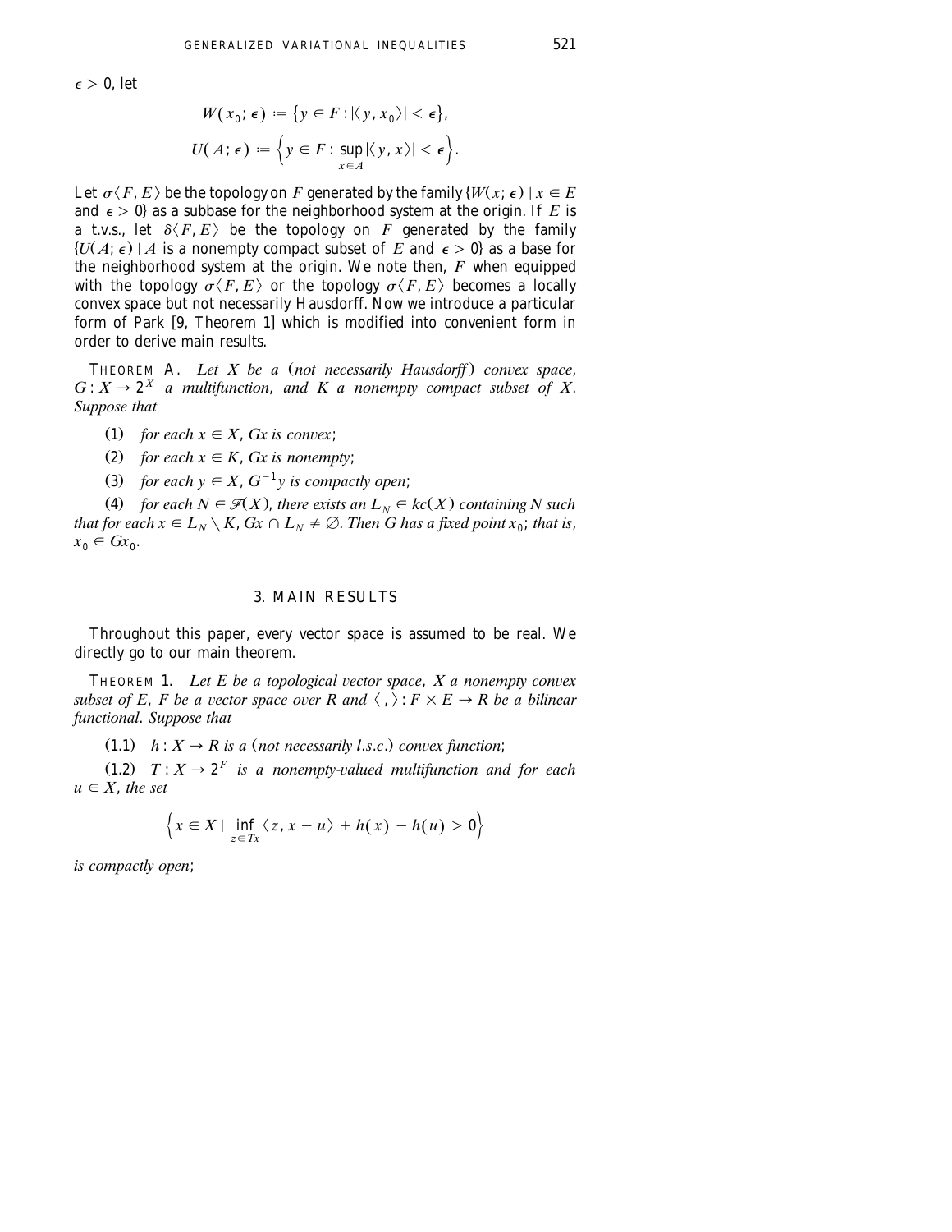$\epsilon > 0$, let

$$W(x_0; \epsilon) := \{y \in F : |\langle y, x_0 \rangle| < \epsilon\},$$

$$U(A; \epsilon) := \left\{y \in F : \sup_{x \in A} |\langle y, x \rangle| < \epsilon\right\}.$$

Let $\sigma\langle F, E\rangle$ be the topology on $F$ generated by the family $\{W(x; \epsilon) \mid x \in E$ and $\epsilon > 0\}$ as a subbase for the neighborhood system at the origin. If $E$ is a t.v.s., let $\delta\langle F, E\rangle$ be the topology on $F$ generated by the family $\{U(A; \epsilon) \mid A$ is a nonempty compact subset of $E$ and $\epsilon > 0\}$ as a base for the neighborhood system at the origin. We note then, $F$ when equipped with the topology $\sigma\langle F, E\rangle$ or the topology $\sigma\langle F, E\rangle$ becomes a locally convex space but not necessarily Hausdorff. Now we introduce a particular form of Park [9, Theorem 1] which is modified into convenient form in order to derive main results.

THEOREM A. *Let $X$ be a (not necessarily Hausdorff) convex space, $G : X \to 2^X$ a multifunction, and $K$ a nonempty compact subset of $X$. Suppose that*

(1) *for each $x \in X$, $Gx$ is convex;*

(2) *for each $x \in K$, $Gx$ is nonempty;*

(3) *for each $y \in X$, $G^{-1}y$ is compactly open;*

(4) *for each $N \in \mathscr{F}(X)$, there exists an $L_N \in kc(X)$ containing $N$ such that for each $x \in L_N \setminus K$, $Gx \cap L_N \neq \emptyset$. Then $G$ has a fixed point $x_0$; that is, $x_0 \in Gx_0$.*

## 3. MAIN RESULTS

Throughout this paper, every vector space is assumed to be real. We directly go to our main theorem.

THEOREM 1. *Let $E$ be a topological vector space, $X$ a nonempty convex subset of $E$, $F$ be a vector space over $R$ and $\langle\ ,\ \rangle : F \times E \to R$ be a bilinear functional. Suppose that*

(1.1) *$h : X \to R$ is a (not necessarily l.s.c.) convex function;*

(1.2) *$T : X \to 2^F$ is a nonempty-valued multifunction and for each $u \in X$, the set*

$$\left\{x \in X \mid \inf_{z \in Tx} \langle z, x - u \rangle + h(x) - h(u) > 0\right\}$$

*is compactly open;*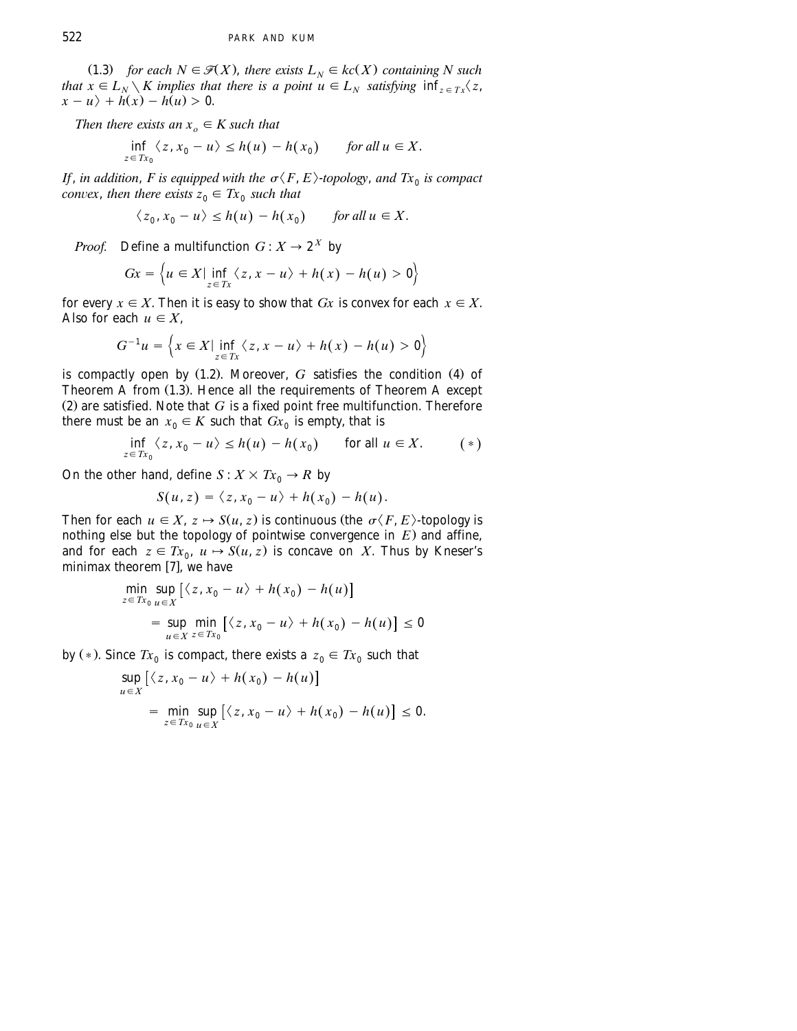(1.3) *for each $N \in \mathscr{F}(X)$, there exists $L_N \in kc(X)$ containing $N$ such that $x \in L_N \setminus K$ implies that there is a point $u \in L_N$ satisfying $\inf_{z \in Tx}\langle z, x - u\rangle + h(x) - h(u) > 0$.*

*Then there exists an $x_o \in K$ such that*

$$\inf_{z \in Tx_0} \langle z, x_0 - u\rangle \le h(u) - h(x_0) \qquad \textit{for all } u \in X.$$

*If, in addition, $F$ is equipped with the $\sigma\langle F, E\rangle$-topology, and $Tx_0$ is compact convex, then there exists $z_0 \in Tx_0$ such that*

$$\langle z_0, x_0 - u\rangle \le h(u) - h(x_0) \qquad \textit{for all } u \in X.$$

*Proof.* Define a multifunction $G : X \to 2^X$ by

$$Gx = \left\{ u \in X \mid \inf_{z \in Tx} \langle z, x - u\rangle + h(x) - h(u) > 0 \right\}$$

for every $x \in X$. Then it is easy to show that $Gx$ is convex for each $x \in X$. Also for each $u \in X$,

$$G^{-1}u = \left\{ x \in X \mid \inf_{z \in Tx} \langle z, x - u\rangle + h(x) - h(u) > 0 \right\}$$

is compactly open by (1.2). Moreover, $G$ satisfies the condition (4) of Theorem A from (1.3). Hence all the requirements of Theorem A except (2) are satisfied. Note that $G$ is a fixed point free multifunction. Therefore there must be an $x_0 \in K$ such that $Gx_0$ is empty, that is

$$\inf_{z \in Tx_0} \langle z, x_0 - u\rangle \le h(u) - h(x_0) \qquad \text{for all } u \in X. \qquad (*)$$

On the other hand, define $S : X \times Tx_0 \to R$ by

$$S(u, z) = \langle z, x_0 - u\rangle + h(x_0) - h(u).$$

Then for each $u \in X$, $z \mapsto S(u, z)$ is continuous (the $\sigma\langle F, E\rangle$-topology is nothing else but the topology of pointwise convergence in $E$) and affine, and for each $z \in Tx_0$, $u \mapsto S(u, z)$ is concave on $X$. Thus by Kneser's minimax theorem [7], we have

$$\begin{aligned}
&\min_{z \in Tx_0} \sup_{u \in X} \left[ \langle z, x_0 - u\rangle + h(x_0) - h(u) \right] \\
&\qquad = \sup_{u \in X} \min_{z \in Tx_0} \left[ \langle z, x_0 - u\rangle + h(x_0) - h(u) \right] \le 0
\end{aligned}$$

by $(*)$. Since $Tx_0$ is compact, there exists a $z_0 \in Tx_0$ such that

$$\begin{aligned}
&\sup_{u \in X} \left[ \langle z, x_0 - u\rangle + h(x_0) - h(u) \right] \\
&\qquad = \min_{z \in Tx_0} \sup_{u \in X} \left[ \langle z, x_0 - u\rangle + h(x_0) - h(u) \right] \le 0.
\end{aligned}$$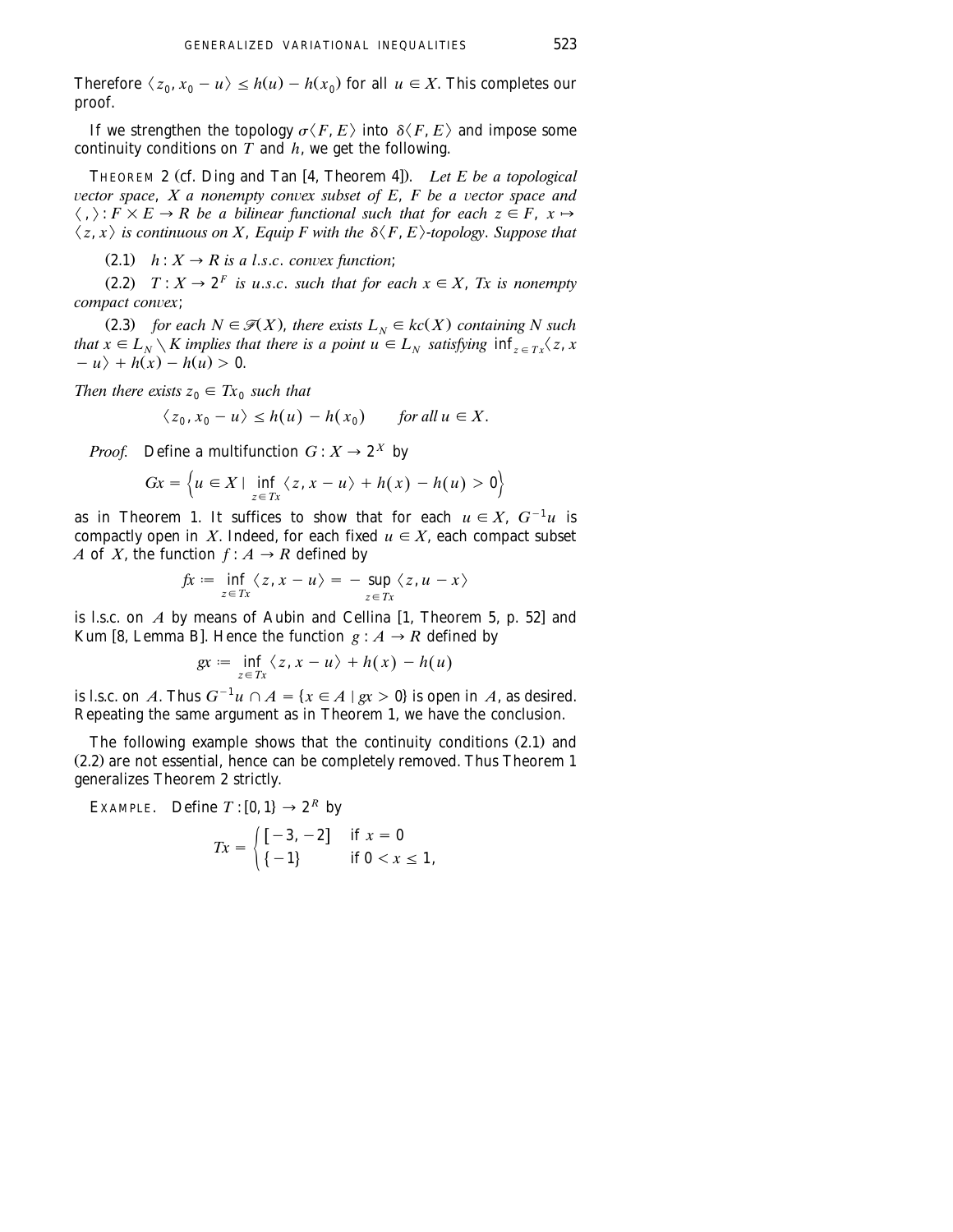Therefore $\langle z_0, x_0 - u \rangle \leq h(u) - h(x_0)$ for all $u \in X$. This completes our proof.

If we strengthen the topology $\sigma\langle F, E \rangle$ into $\delta\langle F, E \rangle$ and impose some continuity conditions on $T$ and $h$, we get the following.

THEOREM 2 (cf. Ding and Tan [4, Theorem 4]). *Let $E$ be a topological vector space, $X$ a nonempty convex subset of $E$, $F$ be a vector space and $\langle , \rangle : F \times E \to R$ be a bilinear functional such that for each $z \in F$, $x \mapsto \langle z, x \rangle$ is continuous on $X$, Equip $F$ with the $\delta\langle F, E \rangle$-topology. Suppose that*

(2.1) *$h : X \to R$ is a l.s.c. convex function;*

(2.2) *$T : X \to 2^F$ is u.s.c. such that for each $x \in X$, $Tx$ is nonempty compact convex;*

(2.3) *for each $N \in \mathscr{F}(X)$, there exists $L_N \in kc(X)$ containing $N$ such that $x \in L_N \setminus K$ implies that there is a point $u \in L_N$ satisfying $\inf_{z \in Tx}\langle z, x - u \rangle + h(x) - h(u) > 0$.*

*Then there exists $z_0 \in Tx_0$ such that*

$$\langle z_0, x_0 - u \rangle \leq h(u) - h(x_0) \qquad \text{for all } u \in X.$$

*Proof.* Define a multifunction $G : X \to 2^X$ by

$$Gx = \left\{ u \in X \mid \inf_{z \in Tx} \langle z, x - u \rangle + h(x) - h(u) > 0 \right\}$$

as in Theorem 1. It suffices to show that for each $u \in X$, $G^{-1}u$ is compactly open in $X$. Indeed, for each fixed $u \in X$, each compact subset $A$ of $X$, the function $f : A \to R$ defined by

$$fx := \inf_{z \in Tx} \langle z, x - u \rangle = - \sup_{z \in Tx} \langle z, u - x \rangle$$

is l.s.c. on $A$ by means of Aubin and Cellina [1, Theorem 5, p. 52] and Kum [8, Lemma B]. Hence the function $g : A \to R$ defined by

$$gx := \inf_{z \in Tx} \langle z, x - u \rangle + h(x) - h(u)$$

is l.s.c. on $A$. Thus $G^{-1}u \cap A = \{x \in A \mid gx > 0\}$ is open in $A$, as desired. Repeating the same argument as in Theorem 1, we have the conclusion.

The following example shows that the continuity conditions (2.1) and (2.2) are not essential, hence can be completely removed. Thus Theorem 1 generalizes Theorem 2 strictly.

EXAMPLE. Define $T : [0, 1] \to 2^R$ by

$$Tx = \begin{cases} [-3, -2] & \text{if } x = 0 \\ \{-1\} & \text{if } 0 < x \leq 1, \end{cases}$$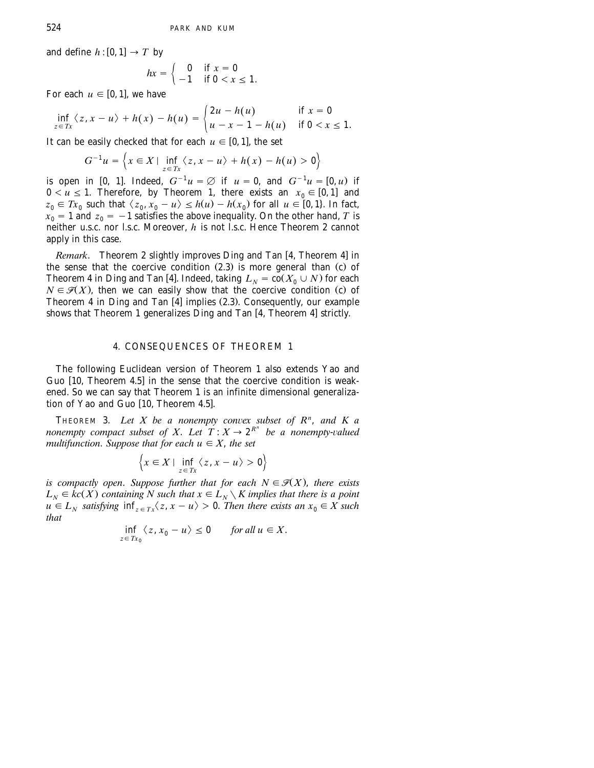and define $h : [0, 1] \to T$ by

$$hx = \begin{cases} 0 & \text{if } x = 0 \\ -1 & \text{if } 0 < x \leq 1. \end{cases}$$

For each $u \in [0, 1]$, we have

$$\inf_{z \in Tx} \langle z, x - u \rangle + h(x) - h(u) = \begin{cases} 2u - h(u) & \text{if } x = 0 \\ u - x - 1 - h(u) & \text{if } 0 < x \leq 1. \end{cases}$$

It can be easily checked that for each $u \in [0, 1]$, the set

$$G^{-1}u = \left\{ x \in X \mid \inf_{z \in Tx} \langle z, x - u \rangle + h(x) - h(u) > 0 \right\}$$

is open in [0, 1]. Indeed, $G^{-1}u = \varnothing$ if $u = 0$, and $G^{-1}u = [0, u)$ if $0 < u \leq 1$. Therefore, by Theorem 1, there exists an $x_0 \in [0, 1]$ and $z_0 \in Tx_0$ such that $\langle z_0, x_0 - u \rangle \leq h(u) - h(x_0)$ for all $u \in [0, 1\}$. In fact, $x_0 = 1$ and $z_0 = -1$ satisfies the above inequality. On the other hand, $T$ is neither u.s.c. nor l.s.c. Moreover, $h$ is not l.s.c. Hence Theorem 2 cannot apply in this case.

*Remark*. Theorem 2 slightly improves Ding and Tan [4, Theorem 4] in the sense that the coercive condition (2.3) is more general than (c) of Theorem 4 in Ding and Tan [4]. Indeed, taking $L_N = \text{co}(X_0 \cup N)$ for each $N \in \mathscr{F}(X)$, then we can easily show that the coercive condition (c) of Theorem 4 in Ding and Tan [4] implies (2.3). Consequently, our example shows that Theorem 1 generalizes Ding and Tan [4, Theorem 4] strictly.

## 4. CONSEQUENCES OF THEOREM 1

The following Euclidean version of Theorem 1 also extends Yao and Guo [10, Theorem 4.5] in the sense that the coercive condition is weakened. So we can say that Theorem 1 is an infinite dimensional generalization of Yao and Guo [10, Theorem 4.5].

THEOREM 3. *Let $X$ be a nonempty convex subset of $R^n$, and $K$ a nonempty compact subset of $X$. Let $T : X \to 2^{R^n}$ be a nonempty-valued multifunction. Suppose that for each $u \in X$, the set*

$$\left\{ x \in X \mid \inf_{z \in Tx} \langle z, x - u \rangle > 0 \right\}$$

*is compactly open. Suppose further that for each $N \in \mathscr{F}(X)$, there exists $L_N \in kc(X)$ containing $N$ such that $x \in L_N \setminus K$ implies that there is a point $u \in L_N$ satisfying $\inf_{z \in Tx} \langle z, x - u \rangle > 0$. Then there exists an $x_0 \in X$ such that*

$$\inf_{z \in Tx_0} \langle z, x_0 - u \rangle \leq 0 \qquad \textit{for all } u \in X.$$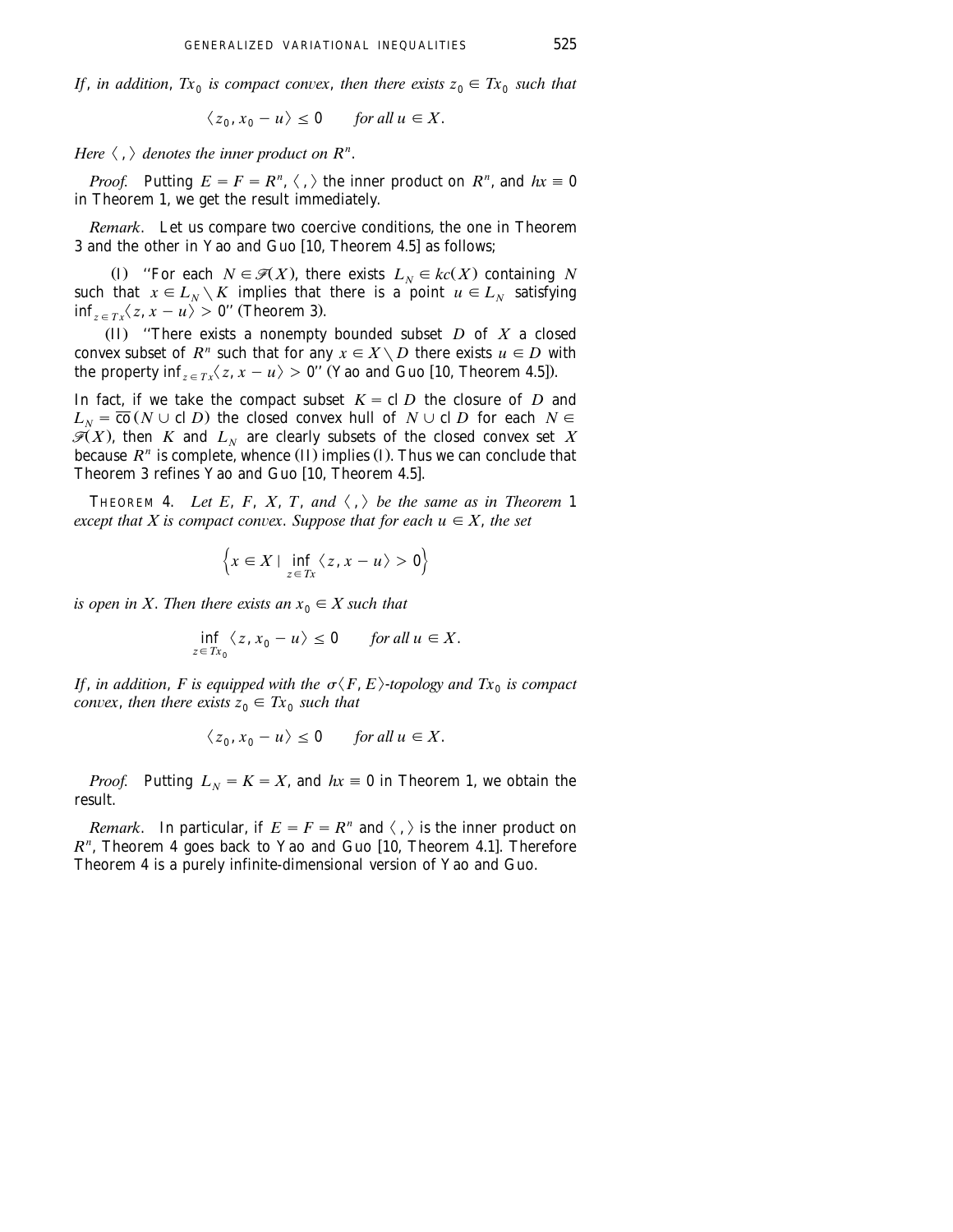*If, in addition, $Tx_0$ is compact convex, then there exists $z_0 \in Tx_0$ such that*

$$\langle z_0, x_0 - u \rangle \leq 0 \qquad \textit{for all } u \in X.$$

*Here $\langle \, , \rangle$ denotes the inner product on $R^n$.*

*Proof.* Putting $E = F = R^n$, $\langle \, , \rangle$ the inner product on $R^n$, and $hx \equiv 0$ in Theorem 1, we get the result immediately.

*Remark.* Let us compare two coercive conditions, the one in Theorem 3 and the other in Yao and Guo [10, Theorem 4.5] as follows;

(I) "For each $N \in \mathscr{F}(X)$, there exists $L_N \in kc(X)$ containing $N$ such that $x \in L_N \setminus K$ implies that there is a point $u \in L_N$ satisfying $\inf_{z \in Tx} \langle z, x - u \rangle > 0$" (Theorem 3).

(II) "There exists a nonempty bounded subset $D$ of $X$ a closed convex subset of $R^n$ such that for any $x \in X \setminus D$ there exists $u \in D$ with the property $\inf_{z \in Tx} \langle z, x - u \rangle > 0$" (Yao and Guo [10, Theorem 4.5]).

In fact, if we take the compact subset $K = \operatorname{cl} D$ the closure of $D$ and $L_N = \overline{\operatorname{co}}(N \cup \operatorname{cl} D)$ the closed convex hull of $N \cup \operatorname{cl} D$ for each $N \in \mathscr{F}(X)$, then $K$ and $L_N$ are clearly subsets of the closed convex set $X$ because $R^n$ is complete, whence (II) implies (I). Thus we can conclude that Theorem 3 refines Yao and Guo [10, Theorem 4.5].

THEOREM 4. *Let $E$, $F$, $X$, $T$, and $\langle \, , \rangle$ be the same as in Theorem 1 except that $X$ is compact convex. Suppose that for each $u \in X$, the set*

$$\left\{ x \in X \mid \inf_{z \in Tx} \langle z, x - u \rangle > 0 \right\}$$

*is open in $X$. Then there exists an $x_0 \in X$ such that*

$$\inf_{z \in Tx_0} \langle z, x_0 - u \rangle \leq 0 \qquad \textit{for all } u \in X.$$

*If, in addition, $F$ is equipped with the $\sigma\langle F, E \rangle$-topology and $Tx_0$ is compact convex, then there exists $z_0 \in Tx_0$ such that*

$$\langle z_0, x_0 - u \rangle \leq 0 \qquad \textit{for all } u \in X.$$

*Proof.* Putting $L_N = K = X$, and $hx \equiv 0$ in Theorem 1, we obtain the result.

*Remark.* In particular, if $E = F = R^n$ and $\langle \, , \rangle$ is the inner product on $R^n$, Theorem 4 goes back to Yao and Guo [10, Theorem 4.1]. Therefore Theorem 4 is a purely infinite-dimensional version of Yao and Guo.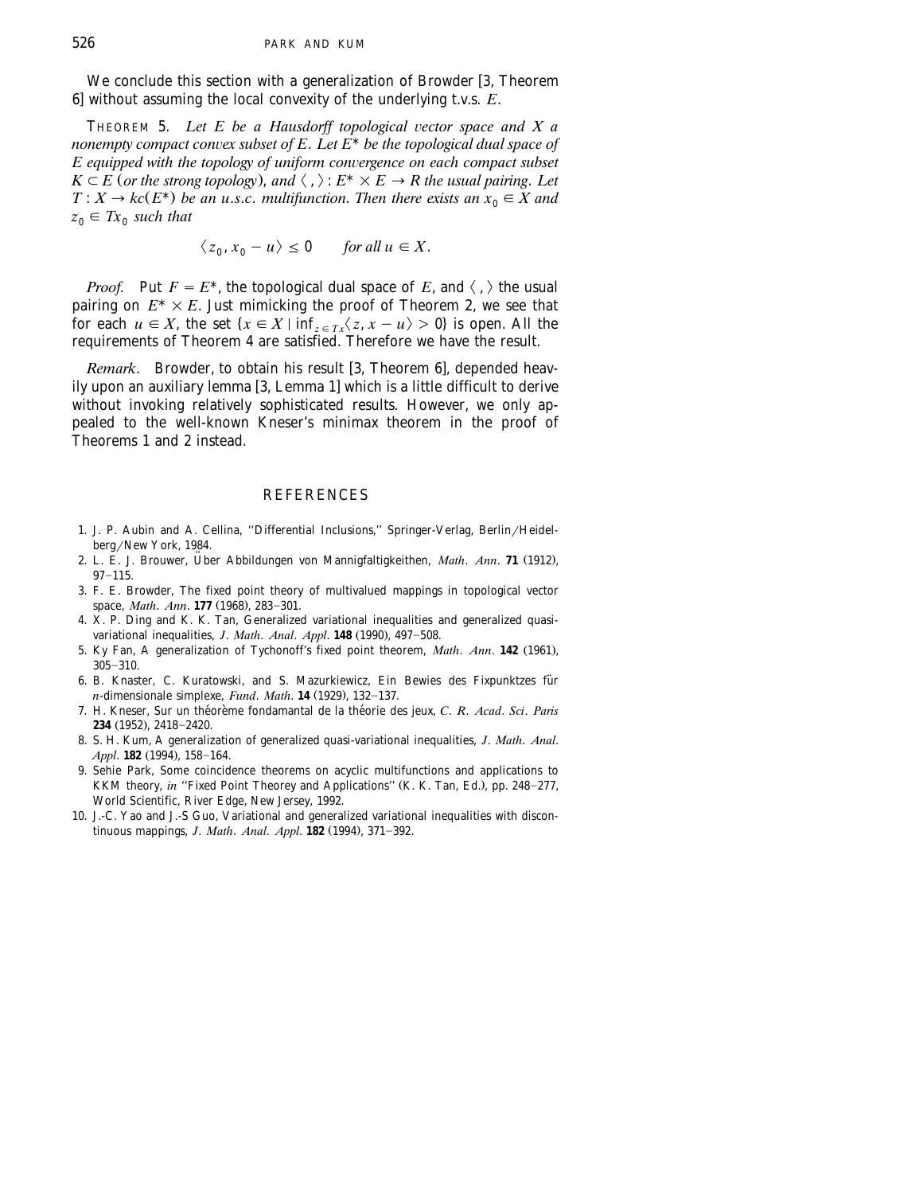We conclude this section with a generalization of Browder [3, Theorem 6] without assuming the local convexity of the underlying t.v.s. $E$.

THEOREM 5. *Let $E$ be a Hausdorff topological vector space and $X$ a nonempty compact convex subset of $E$. Let $E^*$ be the topological dual space of $E$ equipped with the topology of uniform convergence on each compact subset $K \subset E$ (or the strong topology), and $\langle\, , \rangle : E^* \times E \to R$ the usual pairing. Let $T : X \to kc(E^*)$ be an u.s.c. multifunction. Then there exists an $x_0 \in X$ and $z_0 \in Tx_0$ such that*

$$\langle z_0, x_0 - u \rangle \leq 0 \qquad \textit{for all } u \in X.$$

*Proof.* Put $F = E^*$, the topological dual space of $E$, and $\langle\, , \rangle$ the usual pairing on $E^* \times E$. Just mimicking the proof of Theorem 2, we see that for each $u \in X$, the set $\{x \in X \mid \inf_{z \in Tx} \langle z, x - u \rangle > 0\}$ is open. All the requirements of Theorem 4 are satisfied. Therefore we have the result.

*Remark.* Browder, to obtain his result [3, Theorem 6], depended heavily upon an auxiliary lemma [3, Lemma 1] which is a little difficult to derive without invoking relatively sophisticated results. However, we only appealed to the well-known Kneser's minimax theorem in the proof of Theorems 1 and 2 instead.

## REFERENCES

1. J. P. Aubin and A. Cellina, "Differential Inclusions," Springer-Verlag, Berlin/Heidelberg/New York, 1984.
2. L. E. J. Brouwer, Über Abbildungen von Mannigfaltigkeithen, *Math. Ann.* **71** (1912), 97–115.
3. F. E. Browder, The fixed point theory of multivalued mappings in topological vector space, *Math. Ann.* **177** (1968), 283–301.
4. X. P. Ding and K. K. Tan, Generalized variational inequalities and generalized quasi-variational inequalities, *J. Math. Anal. Appl.* **148** (1990), 497–508.
5. Ky Fan, A generalization of Tychonoff's fixed point theorem, *Math. Ann.* **142** (1961), 305–310.
6. B. Knaster, C. Kuratowski, and S. Mazurkiewicz, Ein Bewies des Fixpunktzes für $n$-dimensionale simplexe, *Fund. Math.* **14** (1929), 132–137.
7. H. Kneser, Sur un théorème fondamantal de la théorie des jeux, *C. R. Acad. Sci. Paris* **234** (1952), 2418–2420.
8. S. H. Kum, A generalization of generalized quasi-variational inequalities, *J. Math. Anal. Appl.* **182** (1994), 158–164.
9. Sehie Park, Some coincidence theorems on acyclic multifunctions and applications to KKM theory, *in* "Fixed Point Theorey and Applications" (K. K. Tan, Ed.), pp. 248–277, World Scientific, River Edge, New Jersey, 1992.
10. J.-C. Yao and J.-S Guo, Variational and generalized variational inequalities with discontinuous mappings, *J. Math. Anal. Appl.* **182** (1994), 371–392.